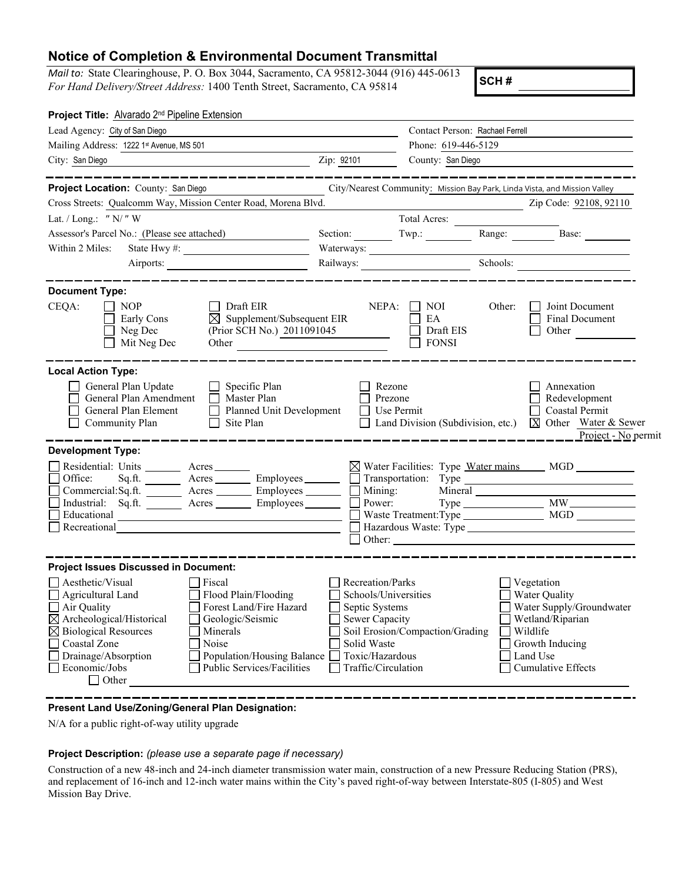# Notice of Completion & Environmental Document Transmittal

*Mail to:* State Clearinghouse, P. O. Box 3044, Sacramento, CA 95812-3044 (916) 445-0613
*For Hand Delivery/Street Address:* 1400 Tenth Street, Sacramento, CA 95814

**SCH #**

**Project Title:** Alvarado 2nd Pipeline Extension

Lead Agency: City of San Diego
Contact Person: Rachael Ferrell
Mailing Address: 1222 1st Avenue, MS 501
Phone: 619-446-5129
City: San Diego
Zip: 92101
County: San Diego

**Project Location:** County: San Diego
City/Nearest Community: Mission Bay Park, Linda Vista, and Mission Valley
Cross Streets: Qualcomm Way, Mission Center Road, Morena Blvd.
Zip Code: 92108, 92110
Lat. / Long.: ″ N/ ″ W
Total Acres:
Assessor's Parcel No.: (Please see attached)
Section: Twp.: Range: Base:
Within 2 Miles: State Hwy #:
Waterways:
Airports:
Railways:
Schools:

**Document Type:**

CEQA:
- ☐ NOP
- ☐ Early Cons
- ☐ Neg Dec
- ☐ Mit Neg Dec
- ☐ Draft EIR
- ☒ Supplement/Subsequent EIR (Prior SCH No.) 2011091045
- Other

NEPA:
- ☐ NOI
- ☐ EA
- ☐ Draft EIS
- ☐ FONSI

Other:
- ☐ Joint Document
- ☐ Final Document
- ☐ Other

**Local Action Type:**

- ☐ General Plan Update
- ☐ General Plan Amendment
- ☐ General Plan Element
- ☐ Community Plan
- ☐ Specific Plan
- ☐ Master Plan
- ☐ Planned Unit Development
- ☐ Site Plan
- ☐ Rezone
- ☐ Prezone
- ☐ Use Permit
- ☐ Land Division (Subdivision, etc.)
- ☐ Annexation
- ☐ Redevelopment
- ☐ Coastal Permit
- ☒ Other Water & Sewer Project - No permit

**Development Type:**

- ☐ Residential: Units Acres
- ☐ Office: Sq.ft. Acres Employees
- ☐ Commercial: Sq.ft. Acres Employees
- ☐ Industrial: Sq.ft. Acres Employees
- ☐ Educational
- ☐ Recreational
- ☒ Water Facilities: Type Water mains MGD
- ☐ Transportation: Type
- ☐ Mining: Mineral
- ☐ Power: Type MW
- ☐ Waste Treatment: Type MGD
- ☐ Hazardous Waste: Type
- ☐ Other:

**Project Issues Discussed in Document:**

- ☐ Aesthetic/Visual
- ☐ Agricultural Land
- ☐ Air Quality
- ☒ Archeological/Historical
- ☒ Biological Resources
- ☐ Coastal Zone
- ☐ Drainage/Absorption
- ☐ Economic/Jobs
- ☐ Fiscal
- ☐ Flood Plain/Flooding
- ☐ Forest Land/Fire Hazard
- ☐ Geologic/Seismic
- ☐ Minerals
- ☐ Noise
- ☐ Population/Housing Balance
- ☐ Public Services/Facilities
- ☐ Recreation/Parks
- ☐ Schools/Universities
- ☐ Septic Systems
- ☐ Sewer Capacity
- ☐ Soil Erosion/Compaction/Grading
- ☐ Solid Waste
- ☐ Toxic/Hazardous
- ☐ Traffic/Circulation
- ☐ Vegetation
- ☐ Water Quality
- ☐ Water Supply/Groundwater
- ☐ Wetland/Riparian
- ☐ Wildlife
- ☐ Growth Inducing
- ☐ Land Use
- ☐ Cumulative Effects
- ☐ Other

**Present Land Use/Zoning/General Plan Designation:**

N/A for a public right-of-way utility upgrade

**Project Description:** *(please use a separate page if necessary)*

Construction of a new 48-inch and 24-inch diameter transmission water main, construction of a new Pressure Reducing Station (PRS), and replacement of 16-inch and 12-inch water mains within the City's paved right-of-way between Interstate-805 (I-805) and West Mission Bay Drive.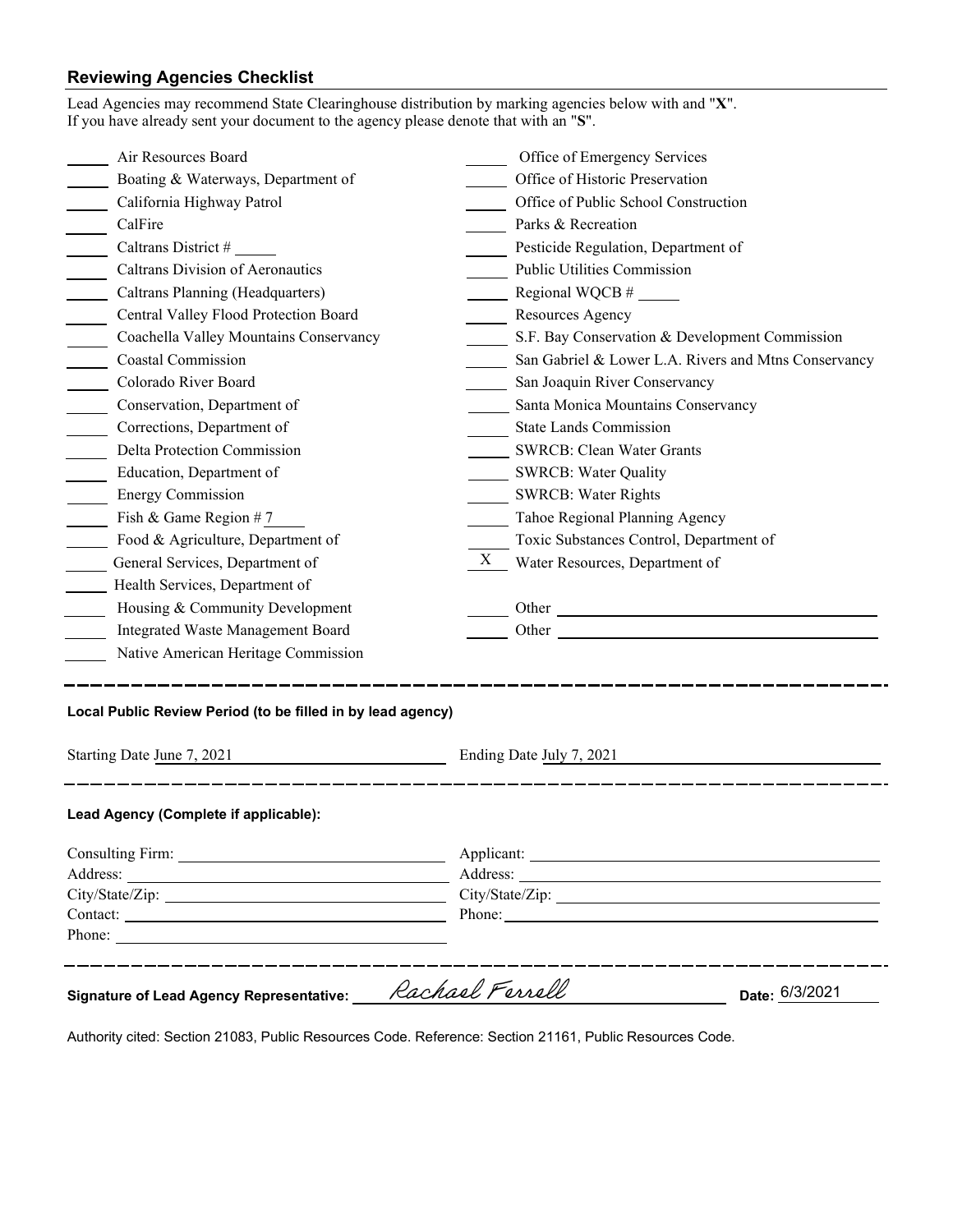## Reviewing Agencies Checklist

Lead Agencies may recommend State Clearinghouse distribution by marking agencies below with and "**X**".
If you have already sent your document to the agency please denote that with an "**S**".

| | Agency | | Agency |
|---|---|---|---|
| ___ | Air Resources Board | ___ | Office of Emergency Services |
| ___ | Boating & Waterways, Department of | ___ | Office of Historic Preservation |
| ___ | California Highway Patrol | ___ | Office of Public School Construction |
| ___ | CalFire | ___ | Parks & Recreation |
| ___ | Caltrans District # ___ | ___ | Pesticide Regulation, Department of |
| ___ | Caltrans Division of Aeronautics | ___ | Public Utilities Commission |
| ___ | Caltrans Planning (Headquarters) | ___ | Regional WQCB # ___ |
| ___ | Central Valley Flood Protection Board | ___ | Resources Agency |
| ___ | Coachella Valley Mountains Conservancy | ___ | S.F. Bay Conservation & Development Commission |
| ___ | Coastal Commission | ___ | San Gabriel & Lower L.A. Rivers and Mtns Conservancy |
| ___ | Colorado River Board | ___ | San Joaquin River Conservancy |
| ___ | Conservation, Department of | ___ | Santa Monica Mountains Conservancy |
| ___ | Corrections, Department of | ___ | State Lands Commission |
| ___ | Delta Protection Commission | ___ | SWRCB: Clean Water Grants |
| ___ | Education, Department of | ___ | SWRCB: Water Quality |
| ___ | Energy Commission | ___ | SWRCB: Water Rights |
| ___ | Fish & Game Region # 7 | ___ | Tahoe Regional Planning Agency |
| ___ | Food & Agriculture, Department of | ___ | Toxic Substances Control, Department of |
| ___ | General Services, Department of | X | Water Resources, Department of |
| ___ | Health Services, Department of | | |
| ___ | Housing & Community Development | ___ | Other ___ |
| ___ | Integrated Waste Management Board | ___ | Other ___ |
| ___ | Native American Heritage Commission | | |

---

**Local Public Review Period (to be filled in by lead agency)**

Starting Date June 7, 2021 Ending Date July 7, 2021

---

**Lead Agency (Complete if applicable):**

Consulting Firm: ___
Address: ___
City/State/Zip: ___
Contact: ___
Phone: ___

Applicant: ___
Address: ___
City/State/Zip: ___
Phone: ___

---

**Signature of Lead Agency Representative:** Rachael Ferrell **Date:** 6/3/2021

Authority cited: Section 21083, Public Resources Code. Reference: Section 21161, Public Resources Code.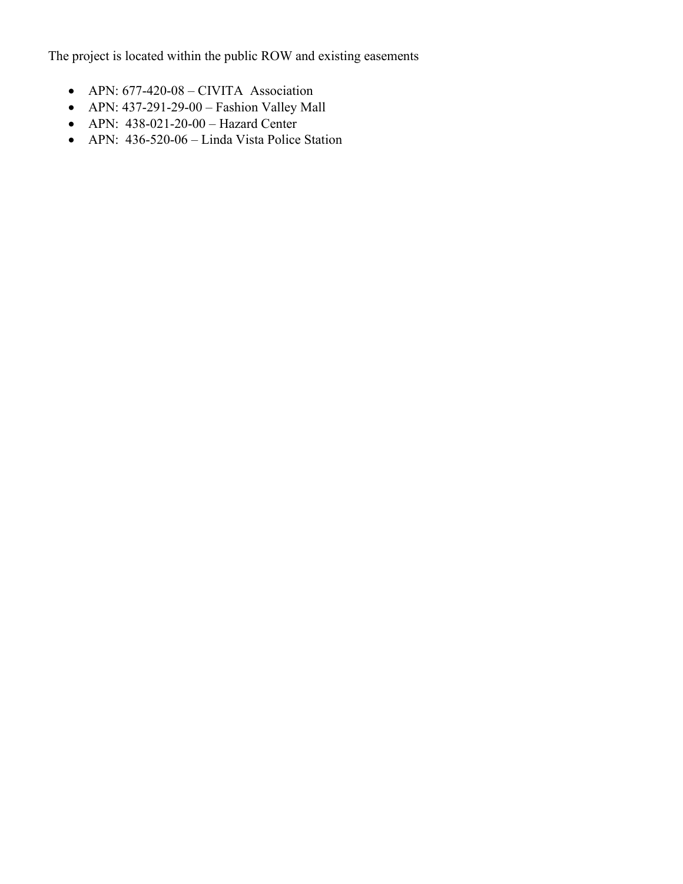The project is located within the public ROW and existing easements

- APN: 677-420-08 – CIVITA Association
- APN: 437-291-29-00 – Fashion Valley Mall
- APN: 438-021-20-00 – Hazard Center
- APN: 436-520-06 – Linda Vista Police Station